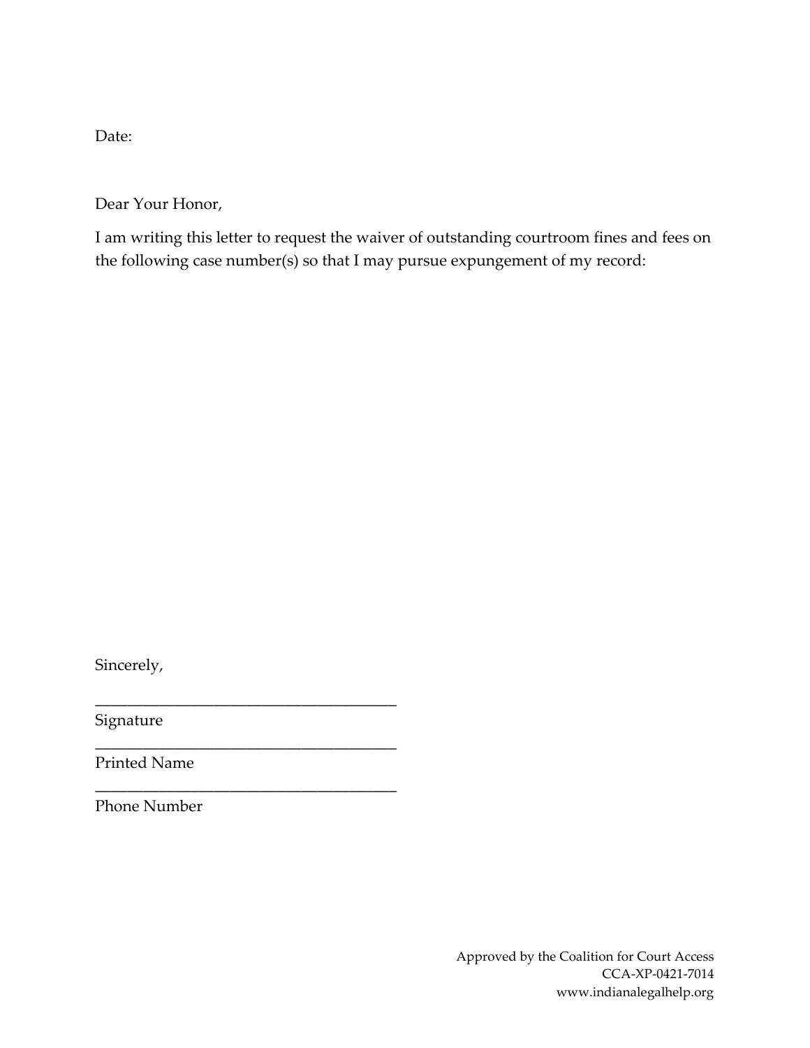Date:

Dear Your Honor,

I am writing this letter to request the waiver of outstanding courtroom fines and fees on the following case number(s) so that I may pursue expungement of my record:

Sincerely,

______________________________________
Signature

______________________________________
Printed Name

______________________________________
Phone Number

Approved by the Coalition for Court Access
CCA-XP-0421-7014
www.indianalegalhelp.org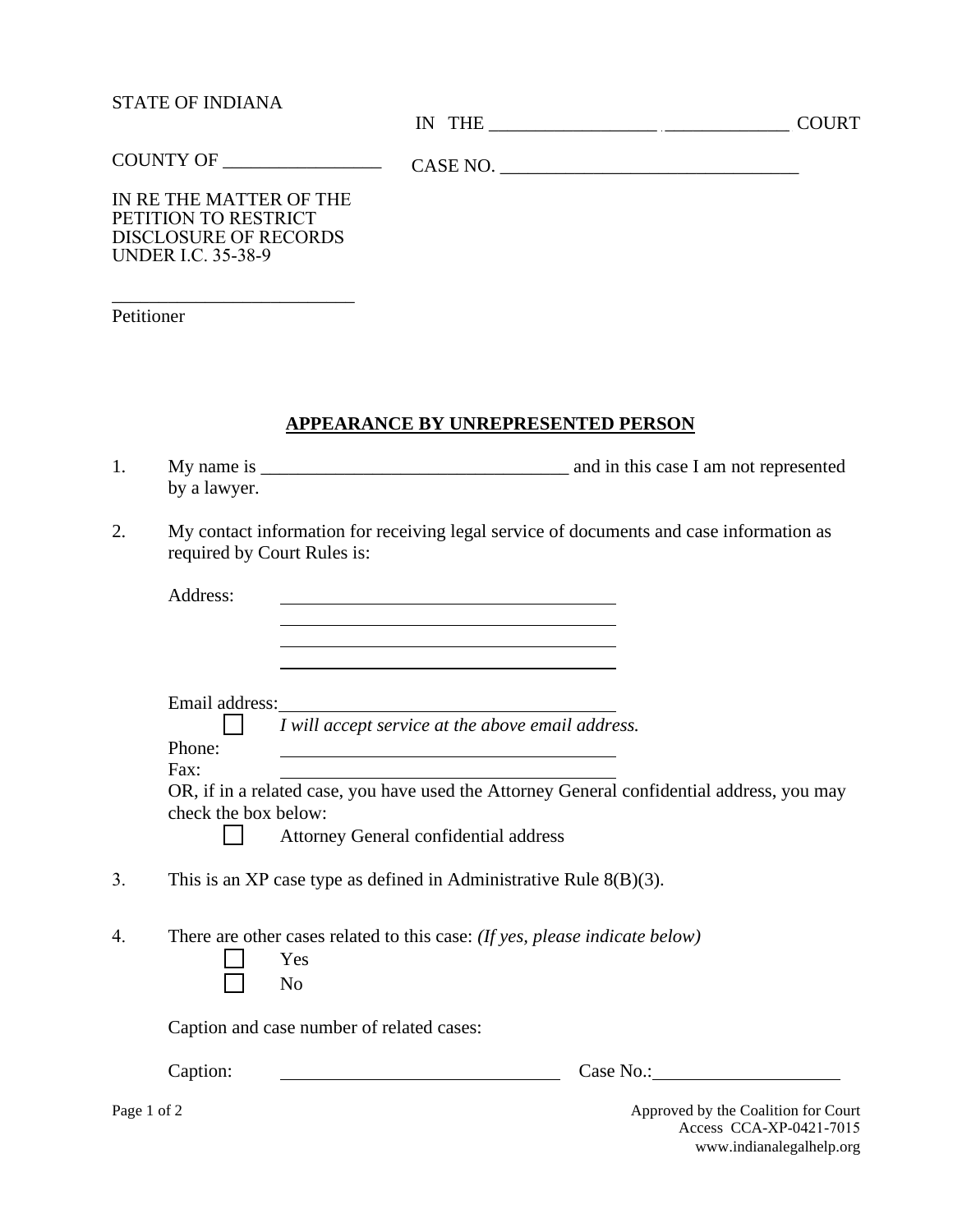STATE OF INDIANA

IN THE __________________ ______________ COURT

COUNTY OF _________________

CASE NO. _________________________________

IN RE THE MATTER OF THE
PETITION TO RESTRICT
DISCLOSURE OF RECORDS
UNDER I.C. 35-38-9

___________________________
Petitioner

## APPEARANCE BY UNREPRESENTED PERSON

1. My name is __________________________________ and in this case I am not represented by a lawyer.

2. My contact information for receiving legal service of documents and case information as required by Court Rules is:

   Address: ______________________________________
   ______________________________________
   ______________________________________
   ______________________________________

   Email address: ______________________________________
   ☐ *I will accept service at the above email address.*
   Phone: ______________________________________
   Fax: ______________________________________
   OR, if in a related case, you have used the Attorney General confidential address, you may check the box below:
   ☐ Attorney General confidential address

3. This is an XP case type as defined in Administrative Rule 8(B)(3).

4. There are other cases related to this case: *(If yes, please indicate below)*
   ☐ Yes
   ☐ No

   Caption and case number of related cases:

   Caption: ______________________________ Case No.: ____________________

Approved by the Coalition for Court Access CCA-XP-0421-7015
www.indianalegalhelp.org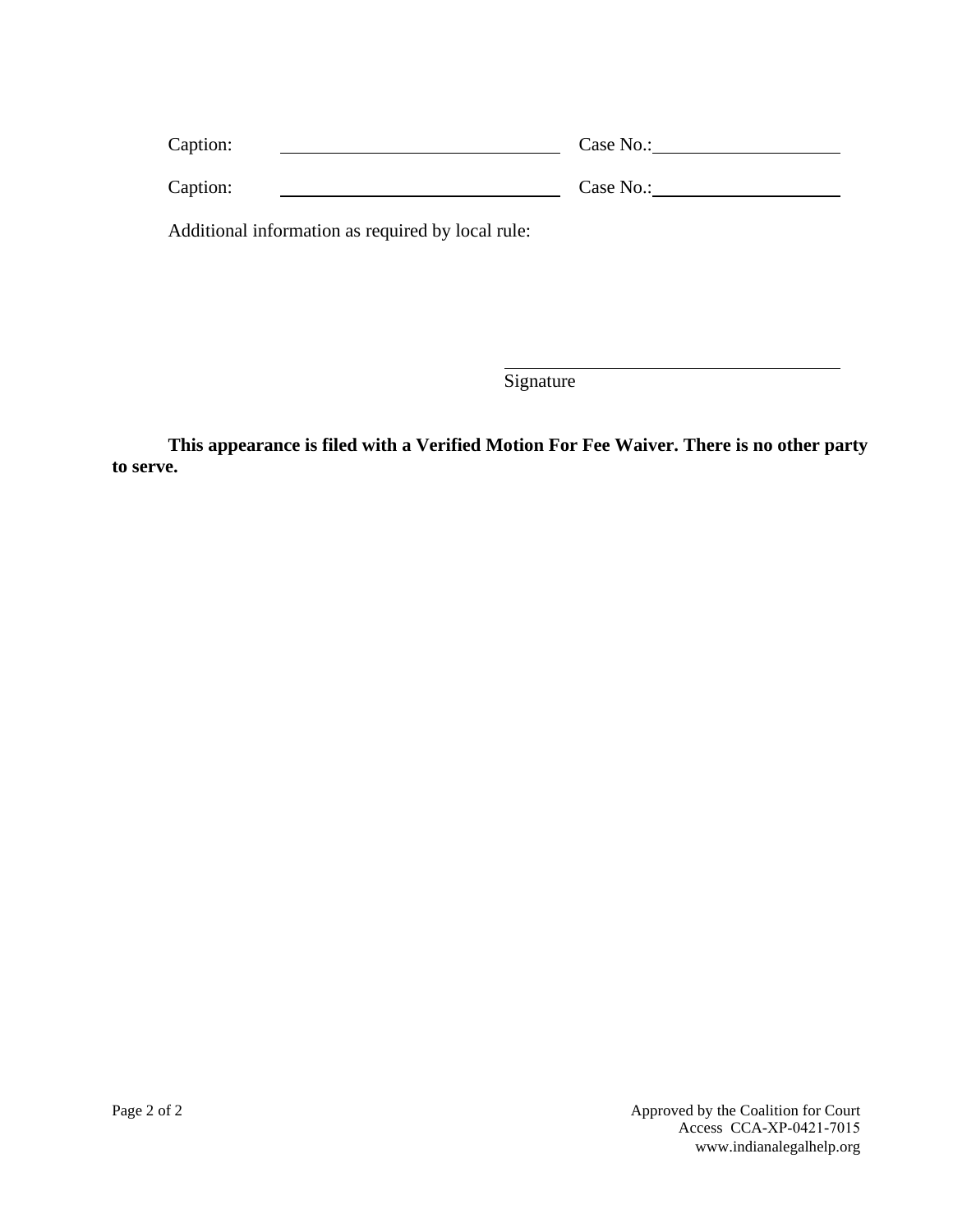Caption: \_\_\_\_\_\_\_\_\_\_\_\_\_\_\_\_\_\_\_\_\_\_\_\_\_\_\_\_\_\_ Case No.: \_\_\_\_\_\_\_\_\_\_\_\_\_\_\_\_\_\_\_\_

Caption: \_\_\_\_\_\_\_\_\_\_\_\_\_\_\_\_\_\_\_\_\_\_\_\_\_\_\_\_\_\_ Case No.: \_\_\_\_\_\_\_\_\_\_\_\_\_\_\_\_\_\_\_\_

Additional information as required by local rule:

\_\_\_\_\_\_\_\_\_\_\_\_\_\_\_\_\_\_\_\_\_\_\_\_\_\_\_\_\_\_\_\_\_\_\_\_
Signature

**This appearance is filed with a Verified Motion For Fee Waiver. There is no other party to serve.**

Approved by the Coalition for Court Access CCA-XP-0421-7015
www.indianalegalhelp.org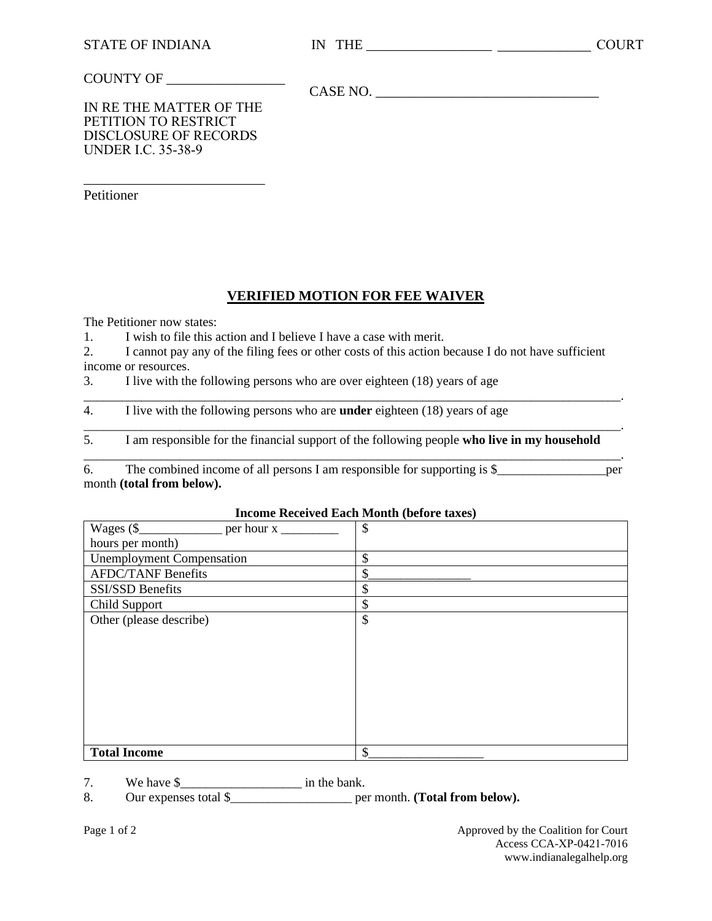STATE OF INDIANA IN THE _________________ _____________ COURT

COUNTY OF _________________

CASE NO. ________________________________

IN RE THE MATTER OF THE PETITION TO RESTRICT DISCLOSURE OF RECORDS UNDER I.C. 35-38-9

__________________________
Petitioner

# VERIFIED MOTION FOR FEE WAIVER

The Petitioner now states:

1. I wish to file this action and I believe I have a case with merit.
2. I cannot pay any of the filing fees or other costs of this action because I do not have sufficient income or resources.
3. I live with the following persons who are over eighteen (18) years of age
_____________________________________________________________________________________.
4. I live with the following persons who are **under** eighteen (18) years of age
_____________________________________________________________________________________.
5. I am responsible for the financial support of the following people **who live in my household**
_____________________________________________________________________________________.
6. The combined income of all persons I am responsible for supporting is $_________________per month **(total from below).**

**Income Received Each Month (before taxes)**

| | |
|---|---|
| Wages ($_____________ per hour x _________ hours per month) | $ |
| Unemployment Compensation | $ |
| AFDC/TANF Benefits | $________________ |
| SSI/SSD Benefits | $ |
| Child Support | $ |
| Other (please describe) | $ |
| **Total Income** | $__________________ |

7. We have $___________________ in the bank.
8. Our expenses total $___________________ per month. **(Total from below).**

Approved by the Coalition for Court Access CCA-XP-0421-7016
www.indianalegalhelp.org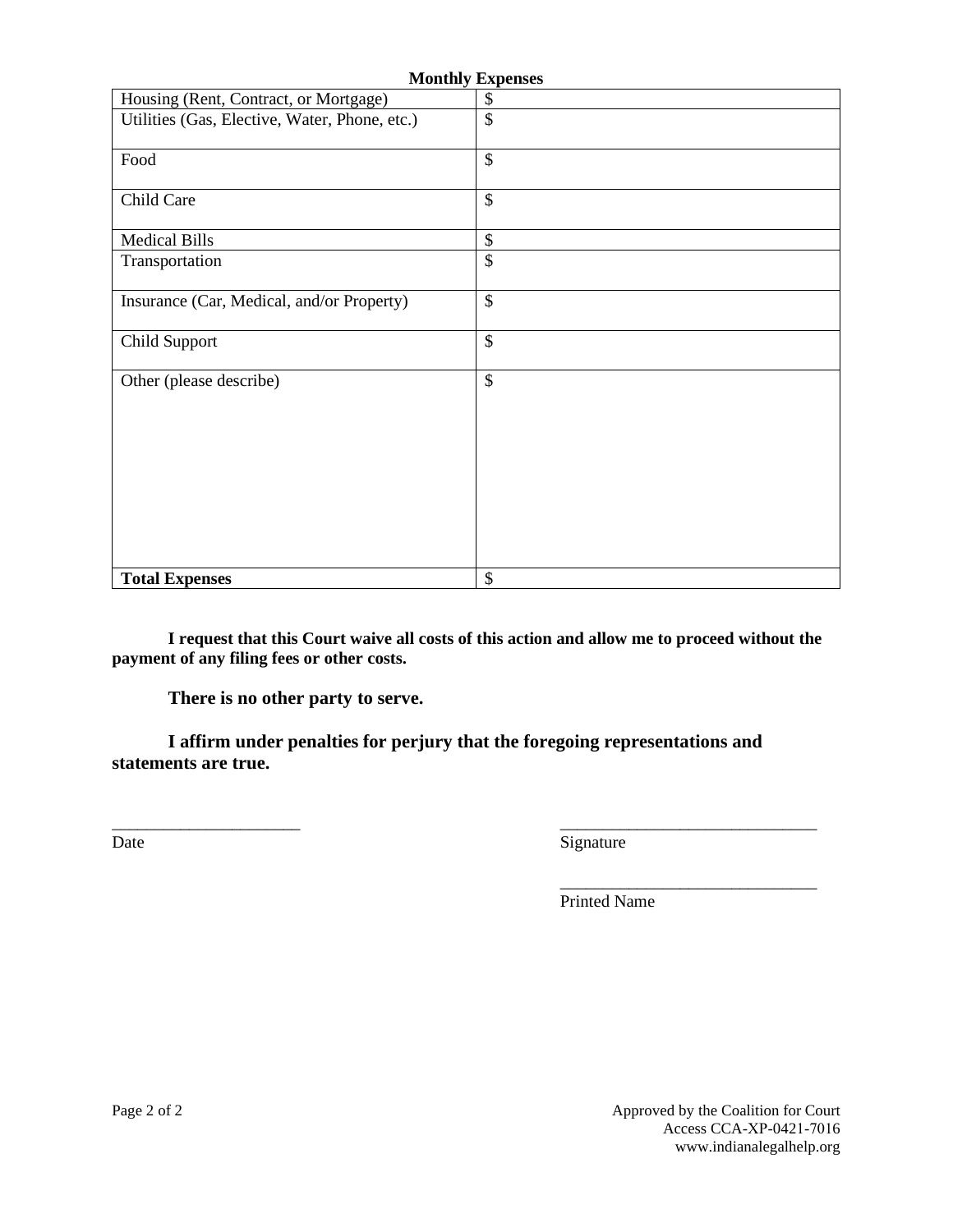**Monthly Expenses**

| Housing (Rent, Contract, or Mortgage) | $ |
|---|---|
| Utilities (Gas, Elective, Water, Phone, etc.) | $ |
| Food | $ |
| Child Care | $ |
| Medical Bills | $ |
| Transportation | $ |
| Insurance (Car, Medical, and/or Property) | $ |
| Child Support | $ |
| Other (please describe) | $ |
| **Total Expenses** | $ |

**I request that this Court waive all costs of this action and allow me to proceed without the payment of any filing fees or other costs.**

**There is no other party to serve.**

**I affirm under penalties for perjury that the foregoing representations and statements are true.**

______________________ Date

______________________________ Signature

______________________________ Printed Name

Approved by the Coalition for Court Access CCA-XP-0421-7016
www.indianalegalhelp.org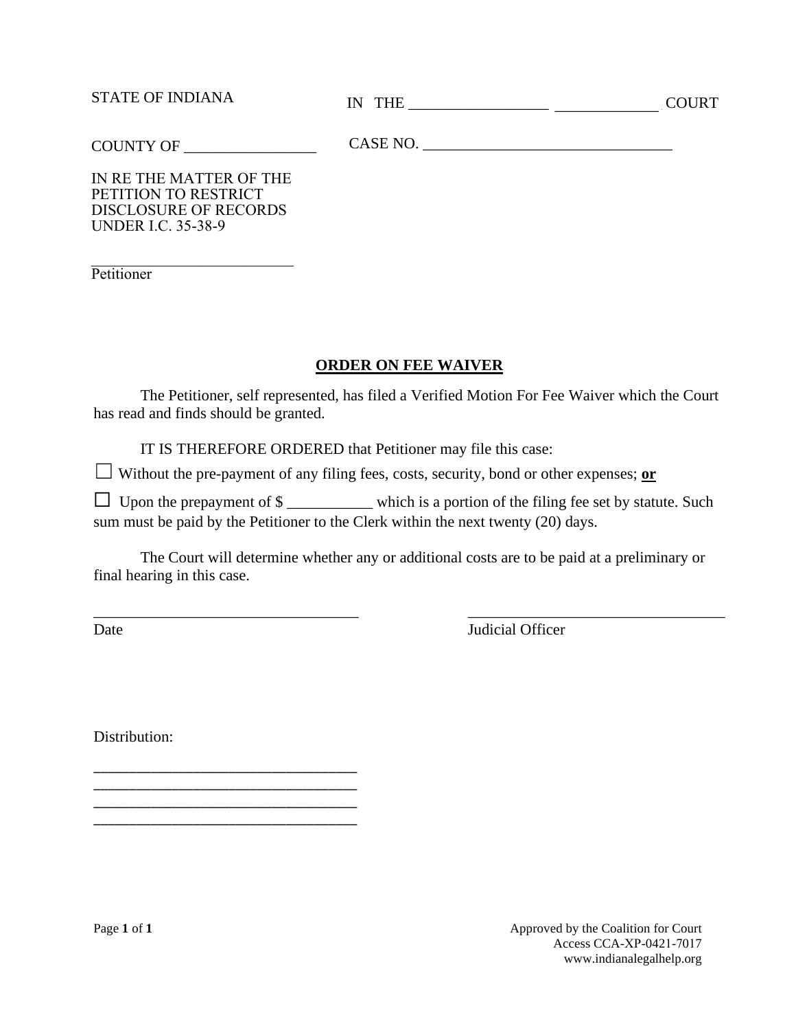STATE OF INDIANA

IN THE __________________ _____________ COURT

COUNTY OF _________________

CASE NO. ________________________________

IN RE THE MATTER OF THE PETITION TO RESTRICT DISCLOSURE OF RECORDS UNDER I.C. 35-38-9

___________________________
Petitioner

**ORDER ON FEE WAIVER**

The Petitioner, self represented, has filed a Verified Motion For Fee Waiver which the Court has read and finds should be granted.

IT IS THEREFORE ORDERED that Petitioner may file this case:

☐ Without the pre-payment of any filing fees, costs, security, bond or other expenses; **or**

☐ Upon the prepayment of $ ___________ which is a portion of the filing fee set by statute. Such sum must be paid by the Petitioner to the Clerk within the next twenty (20) days.

The Court will determine whether any or additional costs are to be paid at a preliminary or final hearing in this case.

___________________________________ ___________________________________
Date Judicial Officer

Distribution:

___________________________________
___________________________________
___________________________________
___________________________________

Approved by the Coalition for Court Access CCA-XP-0421-7017
www.indianalegalhelp.org